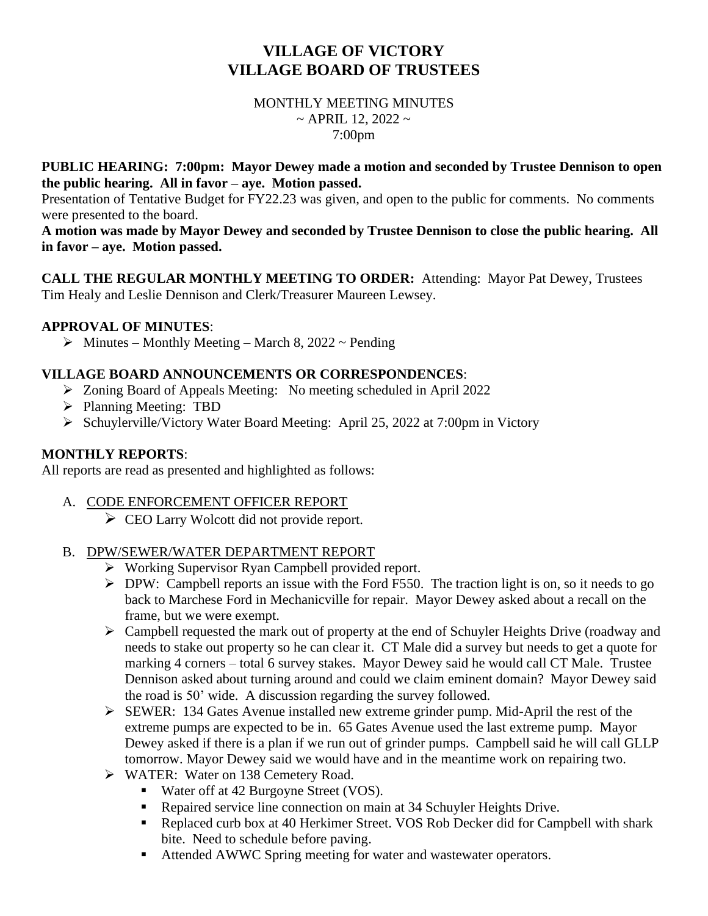# VILLAGE OF VICTORY
# VILLAGE BOARD OF TRUSTEES

MONTHLY MEETING MINUTES
~ APRIL 12, 2022 ~
7:00pm

**PUBLIC HEARING: 7:00pm: Mayor Dewey made a motion and seconded by Trustee Dennison to open the public hearing. All in favor – aye. Motion passed.**

Presentation of Tentative Budget for FY22.23 was given, and open to the public for comments. No comments were presented to the board.

**A motion was made by Mayor Dewey and seconded by Trustee Dennison to close the public hearing. All in favor – aye. Motion passed.**

**CALL THE REGULAR MONTHLY MEETING TO ORDER:** Attending: Mayor Pat Dewey, Trustees Tim Healy and Leslie Dennison and Clerk/Treasurer Maureen Lewsey.

**APPROVAL OF MINUTES**:

- Minutes – Monthly Meeting – March 8, 2022 ~ Pending

**VILLAGE BOARD ANNOUNCEMENTS OR CORRESPONDENCES**:

- Zoning Board of Appeals Meeting: No meeting scheduled in April 2022
- Planning Meeting: TBD
- Schuylerville/Victory Water Board Meeting: April 25, 2022 at 7:00pm in Victory

**MONTHLY REPORTS**:

All reports are read as presented and highlighted as follows:

A. CODE ENFORCEMENT OFFICER REPORT
   - CEO Larry Wolcott did not provide report.

B. DPW/SEWER/WATER DEPARTMENT REPORT
   - Working Supervisor Ryan Campbell provided report.
   - DPW: Campbell reports an issue with the Ford F550. The traction light is on, so it needs to go back to Marchese Ford in Mechanicville for repair. Mayor Dewey asked about a recall on the frame, but we were exempt.
   - Campbell requested the mark out of property at the end of Schuyler Heights Drive (roadway and needs to stake out property so he can clear it. CT Male did a survey but needs to get a quote for marking 4 corners – total 6 survey stakes. Mayor Dewey said he would call CT Male. Trustee Dennison asked about turning around and could we claim eminent domain? Mayor Dewey said the road is 50' wide. A discussion regarding the survey followed.
   - SEWER: 134 Gates Avenue installed new extreme grinder pump. Mid-April the rest of the extreme pumps are expected to be in. 65 Gates Avenue used the last extreme pump. Mayor Dewey asked if there is a plan if we run out of grinder pumps. Campbell said he will call GLLP tomorrow. Mayor Dewey said we would have and in the meantime work on repairing two.
   - WATER: Water on 138 Cemetery Road.
     - Water off at 42 Burgoyne Street (VOS).
     - Repaired service line connection on main at 34 Schuyler Heights Drive.
     - Replaced curb box at 40 Herkimer Street. VOS Rob Decker did for Campbell with shark bite. Need to schedule before paving.
     - Attended AWWC Spring meeting for water and wastewater operators.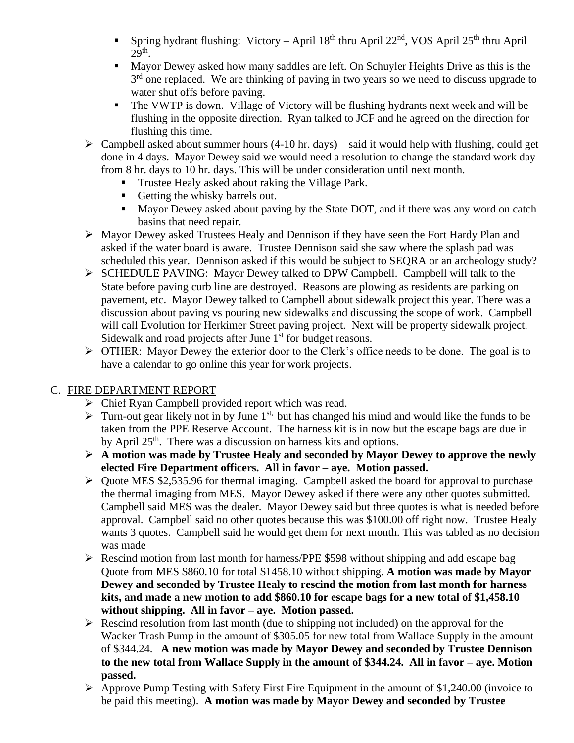- Spring hydrant flushing: Victory – April 18th thru April 22nd, VOS April 25th thru April 29th.
- Mayor Dewey asked how many saddles are left. On Schuyler Heights Drive as this is the 3rd one replaced. We are thinking of paving in two years so we need to discuss upgrade to water shut offs before paving.
- The VWTP is down. Village of Victory will be flushing hydrants next week and will be flushing in the opposite direction. Ryan talked to JCF and he agreed on the direction for flushing this time.

- Campbell asked about summer hours (4-10 hr. days) – said it would help with flushing, could get done in 4 days. Mayor Dewey said we would need a resolution to change the standard work day from 8 hr. days to 10 hr. days. This will be under consideration until next month.
  - Trustee Healy asked about raking the Village Park.
  - Getting the whisky barrels out.
  - Mayor Dewey asked about paving by the State DOT, and if there was any word on catch basins that need repair.
- Mayor Dewey asked Trustees Healy and Dennison if they have seen the Fort Hardy Plan and asked if the water board is aware. Trustee Dennison said she saw where the splash pad was scheduled this year. Dennison asked if this would be subject to SEQRA or an archeology study?
- SCHEDULE PAVING: Mayor Dewey talked to DPW Campbell. Campbell will talk to the State before paving curb line are destroyed. Reasons are plowing as residents are parking on pavement, etc. Mayor Dewey talked to Campbell about sidewalk project this year. There was a discussion about paving vs pouring new sidewalks and discussing the scope of work. Campbell will call Evolution for Herkimer Street paving project. Next will be property sidewalk project. Sidewalk and road projects after June 1st for budget reasons.
- OTHER: Mayor Dewey the exterior door to the Clerk's office needs to be done. The goal is to have a calendar to go online this year for work projects.

C. FIRE DEPARTMENT REPORT

- Chief Ryan Campbell provided report which was read.
- Turn-out gear likely not in by June 1st, but has changed his mind and would like the funds to be taken from the PPE Reserve Account. The harness kit is in now but the escape bags are due in by April 25th. There was a discussion on harness kits and options.
- **A motion was made by Trustee Healy and seconded by Mayor Dewey to approve the newly elected Fire Department officers. All in favor – aye. Motion passed.**
- Quote MES $2,535.96 for thermal imaging. Campbell asked the board for approval to purchase the thermal imaging from MES. Mayor Dewey asked if there were any other quotes submitted. Campbell said MES was the dealer. Mayor Dewey said but three quotes is what is needed before approval. Campbell said no other quotes because this was $100.00 off right now. Trustee Healy wants 3 quotes. Campbell said he would get them for next month. This was tabled as no decision was made
- Rescind motion from last month for harness/PPE $598 without shipping and add escape bag Quote from MES $860.10 for total $1458.10 without shipping. **A motion was made by Mayor Dewey and seconded by Trustee Healy to rescind the motion from last month for harness kits, and made a new motion to add $860.10 for escape bags for a new total of $1,458.10 without shipping. All in favor – aye. Motion passed.**
- Rescind resolution from last month (due to shipping not included) on the approval for the Wacker Trash Pump in the amount of $305.05 for new total from Wallace Supply in the amount of $344.24. **A new motion was made by Mayor Dewey and seconded by Trustee Dennison to the new total from Wallace Supply in the amount of $344.24. All in favor – aye. Motion passed.**
- Approve Pump Testing with Safety First Fire Equipment in the amount of $1,240.00 (invoice to be paid this meeting). **A motion was made by Mayor Dewey and seconded by Trustee**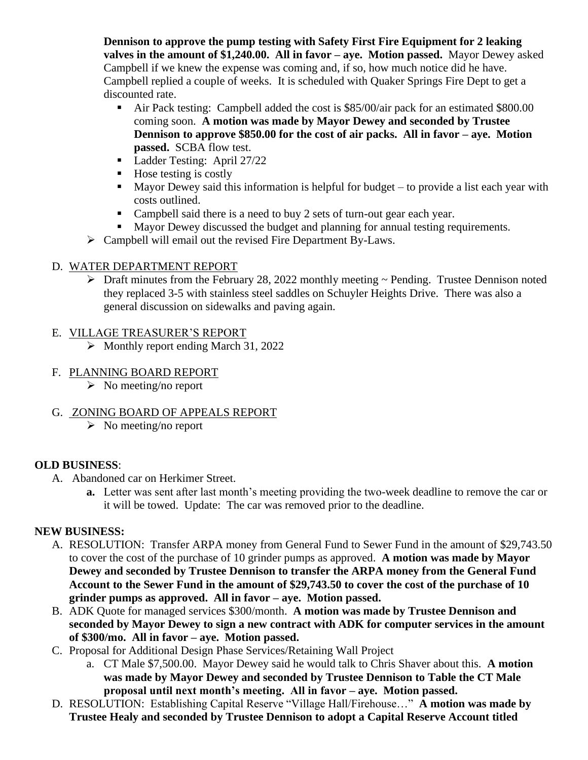**Dennison to approve the pump testing with Safety First Fire Equipment for 2 leaking valves in the amount of $1,240.00. All in favor – aye. Motion passed.** Mayor Dewey asked Campbell if we knew the expense was coming and, if so, how much notice did he have. Campbell replied a couple of weeks. It is scheduled with Quaker Springs Fire Dept to get a discounted rate.

- Air Pack testing: Campbell added the cost is $85/00/air pack for an estimated $800.00 coming soon. **A motion was made by Mayor Dewey and seconded by Trustee Dennison to approve $850.00 for the cost of air packs. All in favor – aye. Motion passed.** SCBA flow test.
- Ladder Testing: April 27/22
- Hose testing is costly
- Mayor Dewey said this information is helpful for budget – to provide a list each year with costs outlined.
- Campbell said there is a need to buy 2 sets of turn-out gear each year.
- Mayor Dewey discussed the budget and planning for annual testing requirements.

➢ Campbell will email out the revised Fire Department By-Laws.

D. WATER DEPARTMENT REPORT

➢ Draft minutes from the February 28, 2022 monthly meeting ~ Pending. Trustee Dennison noted they replaced 3-5 with stainless steel saddles on Schuyler Heights Drive. There was also a general discussion on sidewalks and paving again.

E. VILLAGE TREASURER'S REPORT

➢ Monthly report ending March 31, 2022

F. PLANNING BOARD REPORT

➢ No meeting/no report

G. ZONING BOARD OF APPEALS REPORT

➢ No meeting/no report

**OLD BUSINESS**:

A. Abandoned car on Herkimer Street.

**a.** Letter was sent after last month's meeting providing the two-week deadline to remove the car or it will be towed. Update: The car was removed prior to the deadline.

**NEW BUSINESS:**

A. RESOLUTION: Transfer ARPA money from General Fund to Sewer Fund in the amount of $29,743.50 to cover the cost of the purchase of 10 grinder pumps as approved. **A motion was made by Mayor Dewey and seconded by Trustee Dennison to transfer the ARPA money from the General Fund Account to the Sewer Fund in the amount of $29,743.50 to cover the cost of the purchase of 10 grinder pumps as approved. All in favor – aye. Motion passed.**

B. ADK Quote for managed services $300/month. **A motion was made by Trustee Dennison and seconded by Mayor Dewey to sign a new contract with ADK for computer services in the amount of $300/mo. All in favor – aye. Motion passed.**

C. Proposal for Additional Design Phase Services/Retaining Wall Project

a. CT Male $7,500.00. Mayor Dewey said he would talk to Chris Shaver about this. **A motion was made by Mayor Dewey and seconded by Trustee Dennison to Table the CT Male proposal until next month's meeting. All in favor – aye. Motion passed.**

D. RESOLUTION: Establishing Capital Reserve "Village Hall/Firehouse…" **A motion was made by Trustee Healy and seconded by Trustee Dennison to adopt a Capital Reserve Account titled**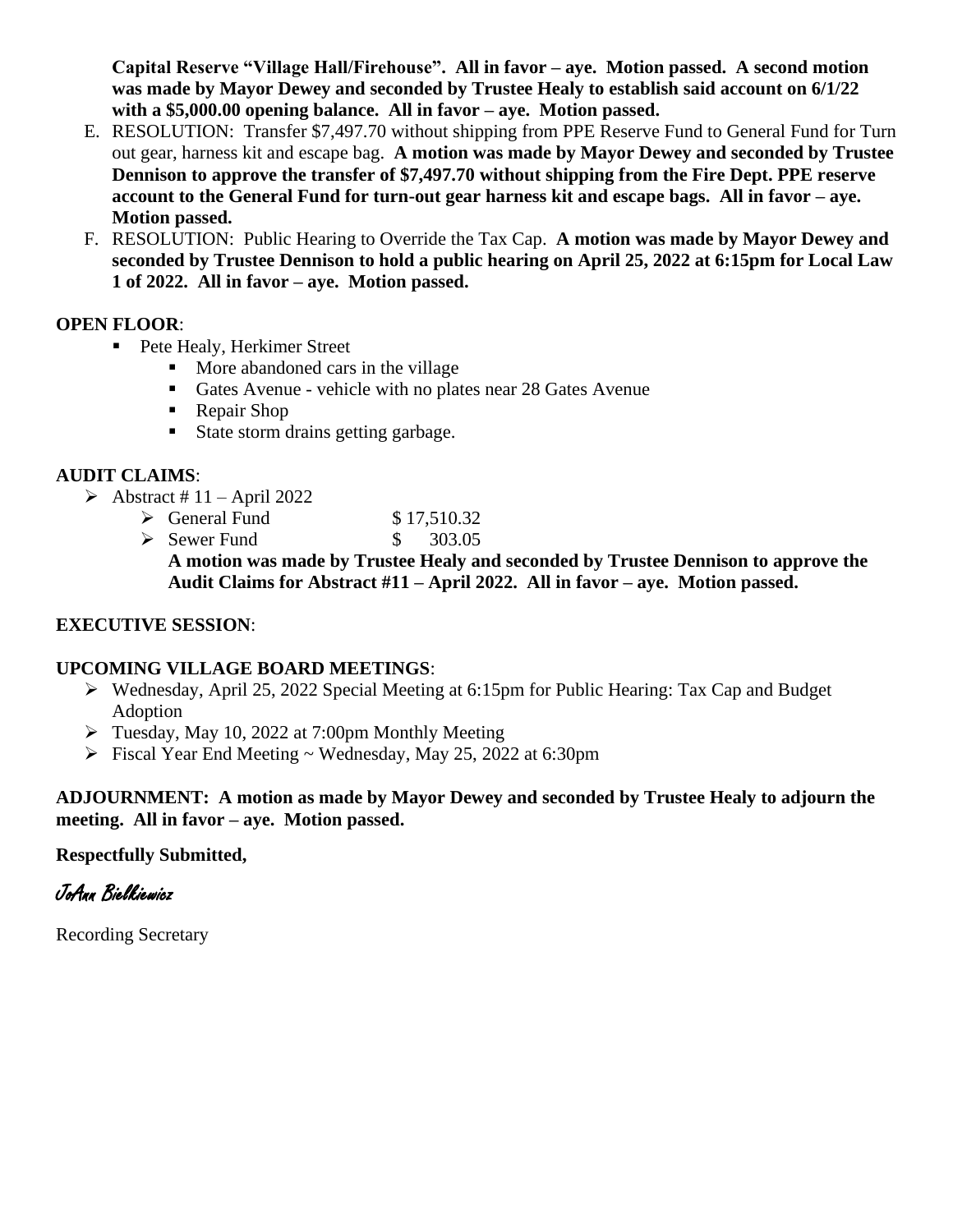**Capital Reserve "Village Hall/Firehouse". All in favor – aye. Motion passed. A second motion was made by Mayor Dewey and seconded by Trustee Healy to establish said account on 6/1/22 with a $5,000.00 opening balance. All in favor – aye. Motion passed.**

E. RESOLUTION: Transfer $7,497.70 without shipping from PPE Reserve Fund to General Fund for Turn out gear, harness kit and escape bag. **A motion was made by Mayor Dewey and seconded by Trustee Dennison to approve the transfer of $7,497.70 without shipping from the Fire Dept. PPE reserve account to the General Fund for turn-out gear harness kit and escape bags. All in favor – aye. Motion passed.**
F. RESOLUTION: Public Hearing to Override the Tax Cap. **A motion was made by Mayor Dewey and seconded by Trustee Dennison to hold a public hearing on April 25, 2022 at 6:15pm for Local Law 1 of 2022. All in favor – aye. Motion passed.**

**OPEN FLOOR**:

- Pete Healy, Herkimer Street
  - More abandoned cars in the village
  - Gates Avenue - vehicle with no plates near 28 Gates Avenue
  - Repair Shop
  - State storm drains getting garbage.

**AUDIT CLAIMS**:

- Abstract # 11 – April 2022
  - General Fund $ 17,510.32
  - Sewer Fund $ 303.05

  **A motion was made by Trustee Healy and seconded by Trustee Dennison to approve the Audit Claims for Abstract #11 – April 2022. All in favor – aye. Motion passed.**

**EXECUTIVE SESSION**:

**UPCOMING VILLAGE BOARD MEETINGS**:

- Wednesday, April 25, 2022 Special Meeting at 6:15pm for Public Hearing: Tax Cap and Budget Adoption
- Tuesday, May 10, 2022 at 7:00pm Monthly Meeting
- Fiscal Year End Meeting ~ Wednesday, May 25, 2022 at 6:30pm

**ADJOURNMENT: A motion as made by Mayor Dewey and seconded by Trustee Healy to adjourn the meeting. All in favor – aye. Motion passed.**

**Respectfully Submitted,**

*JoAnn Bielkiewicz*

Recording Secretary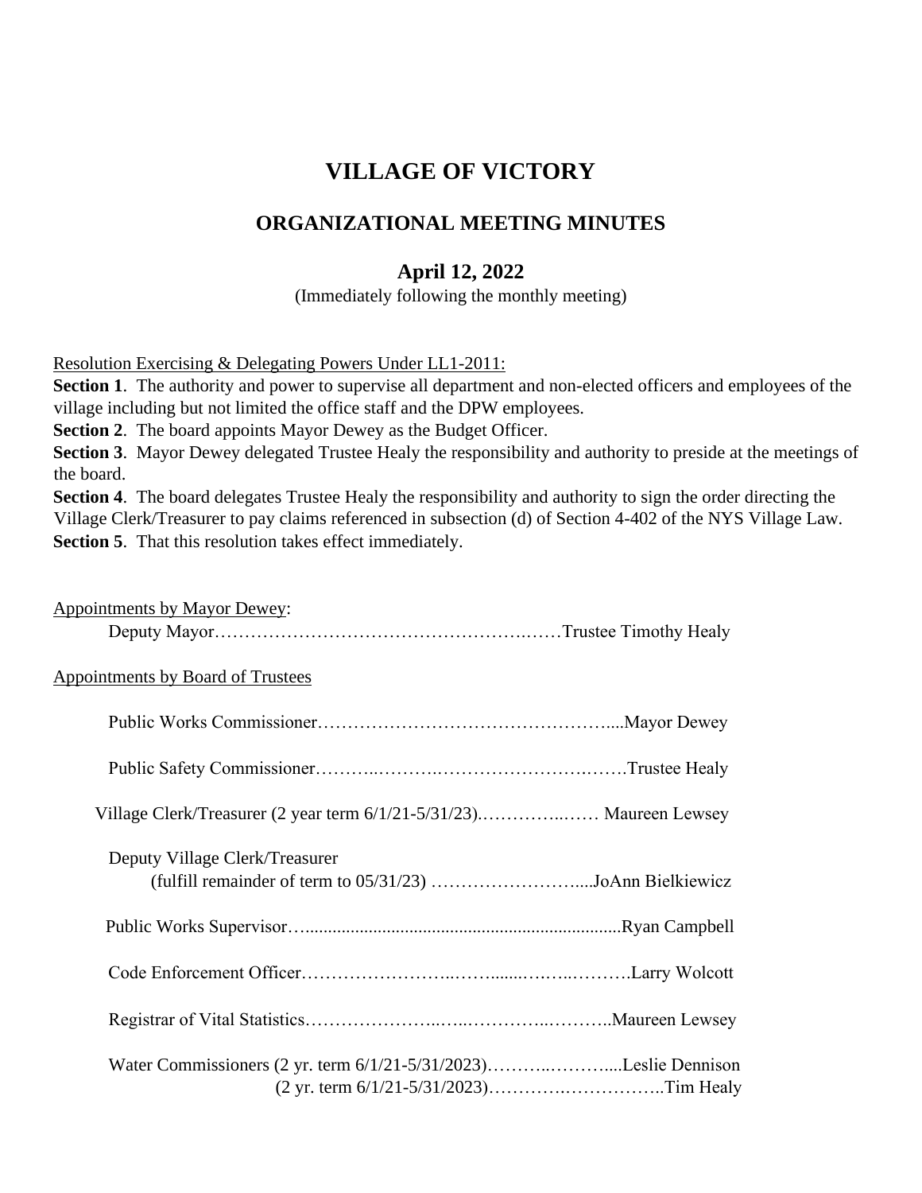# VILLAGE OF VICTORY

## ORGANIZATIONAL MEETING MINUTES

### April 12, 2022

(Immediately following the monthly meeting)

Resolution Exercising & Delegating Powers Under LL1-2011:

**Section 1**. The authority and power to supervise all department and non-elected officers and employees of the village including but not limited the office staff and the DPW employees.

**Section 2**. The board appoints Mayor Dewey as the Budget Officer.

**Section 3**. Mayor Dewey delegated Trustee Healy the responsibility and authority to preside at the meetings of the board.

**Section 4**. The board delegates Trustee Healy the responsibility and authority to sign the order directing the Village Clerk/Treasurer to pay claims referenced in subsection (d) of Section 4-402 of the NYS Village Law.

**Section 5**. That this resolution takes effect immediately.

Appointments by Mayor Dewey:

Deputy Mayor………………………………………….……Trustee Timothy Healy

Appointments by Board of Trustees

Public Works Commissioner…………………………………………....Mayor Dewey

Public Safety Commissioner………..……….………………………..…….Trustee Healy

Village Clerk/Treasurer (2 year term 6/1/21-5/31/23).…………..…… Maureen Lewsey

Deputy Village Clerk/Treasurer
(fulfill remainder of term to 05/31/23) ……………………....JoAnn Bielkiewicz

Public Works Supervisor…....................................................................Ryan Campbell

Code Enforcement Officer……………………..……......…….……….Larry Wolcott

Registrar of Vital Statistics…………………..…..…………..………..Maureen Lewsey

Water Commissioners (2 yr. term 6/1/21-5/31/2023)………..………....Leslie Dennison
(2 yr. term 6/1/21-5/31/2023)………….……………..Tim Healy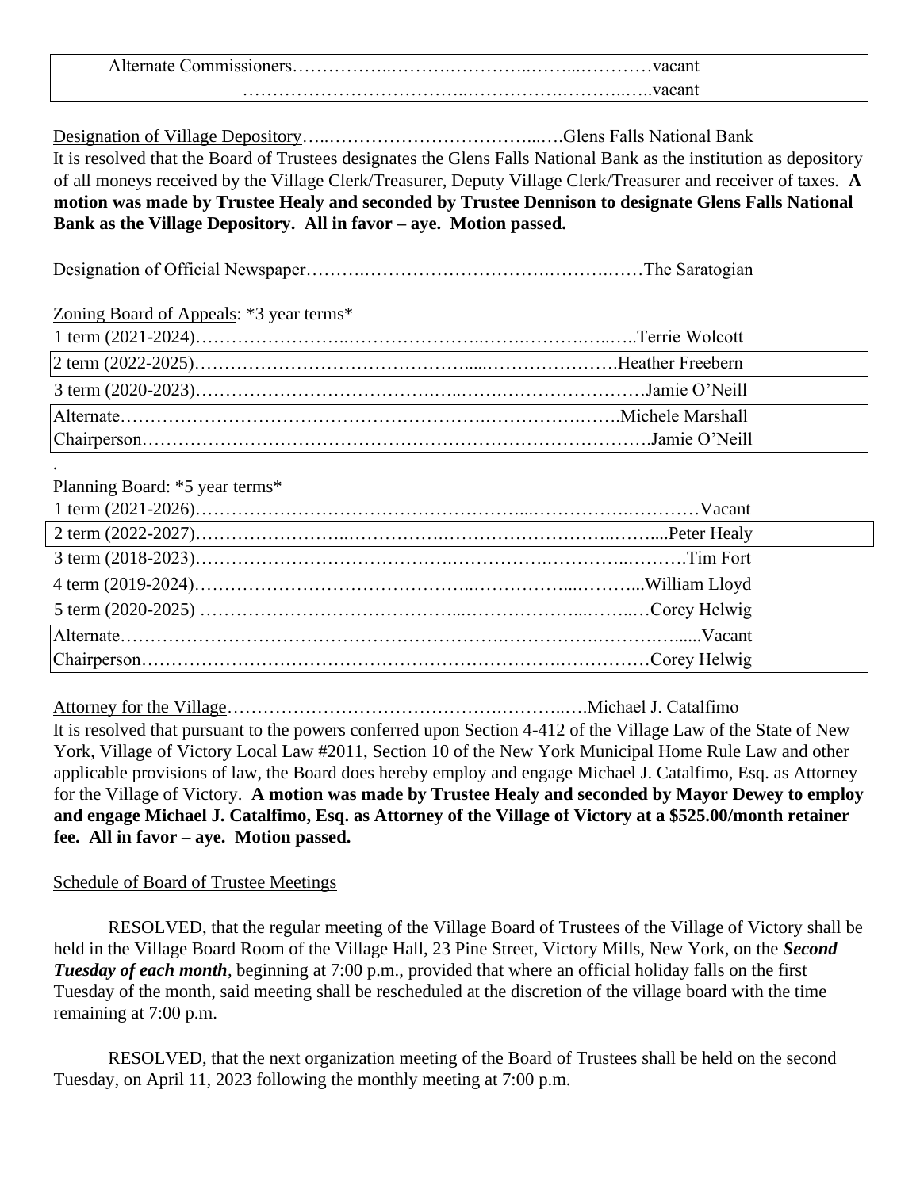| | |
|---|---|
| Alternate Commissioners | vacant |
| | vacant |

Designation of Village Depository……………………………………Glens Falls National Bank

It is resolved that the Board of Trustees designates the Glens Falls National Bank as the institution as depository of all moneys received by the Village Clerk/Treasurer, Deputy Village Clerk/Treasurer and receiver of taxes. **A motion was made by Trustee Healy and seconded by Trustee Dennison to designate Glens Falls National Bank as the Village Depository. All in favor – aye. Motion passed.**

Designation of Official Newspaper…………………………………………The Saratogian

Zoning Board of Appeals: *3 year terms*

| | |
|---|---|
| 1 term (2021-2024) | Terrie Wolcott |
| 2 term (2022-2025) | Heather Freebern |
| 3 term (2020-2023) | Jamie O'Neill |
| Alternate | Michele Marshall |
| Chairperson | Jamie O'Neill |

.

Planning Board: *5 year terms*

| | |
|---|---|
| 1 term (2021-2026) | Vacant |
| 2 term (2022-2027) | Peter Healy |
| 3 term (2018-2023) | Tim Fort |
| 4 term (2019-2024) | William Lloyd |
| 5 term (2020-2025) | Corey Helwig |
| Alternate | Vacant |
| Chairperson | Corey Helwig |

Attorney for the Village……………………………………………Michael J. Catalfimo

It is resolved that pursuant to the powers conferred upon Section 4-412 of the Village Law of the State of New York, Village of Victory Local Law #2011, Section 10 of the New York Municipal Home Rule Law and other applicable provisions of law, the Board does hereby employ and engage Michael J. Catalfimo, Esq. as Attorney for the Village of Victory. **A motion was made by Trustee Healy and seconded by Mayor Dewey to employ and engage Michael J. Catalfimo, Esq. as Attorney of the Village of Victory at a $525.00/month retainer fee. All in favor – aye. Motion passed.**

Schedule of Board of Trustee Meetings

RESOLVED, that the regular meeting of the Village Board of Trustees of the Village of Victory shall be held in the Village Board Room of the Village Hall, 23 Pine Street, Victory Mills, New York, on the ***Second Tuesday of each month***, beginning at 7:00 p.m., provided that where an official holiday falls on the first Tuesday of the month, said meeting shall be rescheduled at the discretion of the village board with the time remaining at 7:00 p.m.

RESOLVED, that the next organization meeting of the Board of Trustees shall be held on the second Tuesday, on April 11, 2023 following the monthly meeting at 7:00 p.m.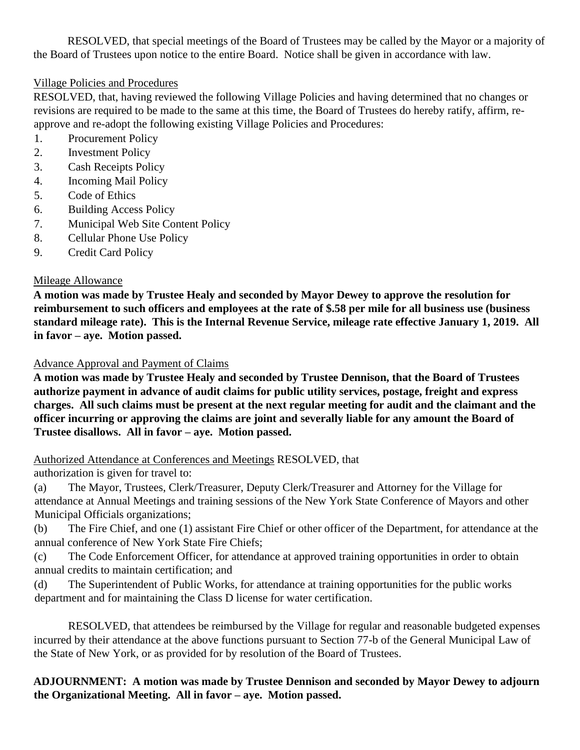RESOLVED, that special meetings of the Board of Trustees may be called by the Mayor or a majority of the Board of Trustees upon notice to the entire Board. Notice shall be given in accordance with law.

<u>Village Policies and Procedures</u>
RESOLVED, that, having reviewed the following Village Policies and having determined that no changes or revisions are required to be made to the same at this time, the Board of Trustees do hereby ratify, affirm, re-approve and re-adopt the following existing Village Policies and Procedures:

1. Procurement Policy
2. Investment Policy
3. Cash Receipts Policy
4. Incoming Mail Policy
5. Code of Ethics
6. Building Access Policy
7. Municipal Web Site Content Policy
8. Cellular Phone Use Policy
9. Credit Card Policy

<u>Mileage Allowance</u>
**A motion was made by Trustee Healy and seconded by Mayor Dewey to approve the resolution for reimbursement to such officers and employees at the rate of $.58 per mile for all business use (business standard mileage rate). This is the Internal Revenue Service, mileage rate effective January 1, 2019. All in favor – aye. Motion passed.**

<u>Advance Approval and Payment of Claims</u>
**A motion was made by Trustee Healy and seconded by Trustee Dennison, that the Board of Trustees authorize payment in advance of audit claims for public utility services, postage, freight and express charges. All such claims must be present at the next regular meeting for audit and the claimant and the officer incurring or approving the claims are joint and severally liable for any amount the Board of Trustee disallows. All in favor – aye. Motion passed.**

<u>Authorized Attendance at Conferences and Meetings</u> RESOLVED, that authorization is given for travel to:

(a) The Mayor, Trustees, Clerk/Treasurer, Deputy Clerk/Treasurer and Attorney for the Village for attendance at Annual Meetings and training sessions of the New York State Conference of Mayors and other Municipal Officials organizations;

(b) The Fire Chief, and one (1) assistant Fire Chief or other officer of the Department, for attendance at the annual conference of New York State Fire Chiefs;

(c) The Code Enforcement Officer, for attendance at approved training opportunities in order to obtain annual credits to maintain certification; and

(d) The Superintendent of Public Works, for attendance at training opportunities for the public works department and for maintaining the Class D license for water certification.

RESOLVED, that attendees be reimbursed by the Village for regular and reasonable budgeted expenses incurred by their attendance at the above functions pursuant to Section 77-b of the General Municipal Law of the State of New York, or as provided for by resolution of the Board of Trustees.

**ADJOURNMENT: A motion was made by Trustee Dennison and seconded by Mayor Dewey to adjourn the Organizational Meeting. All in favor – aye. Motion passed.**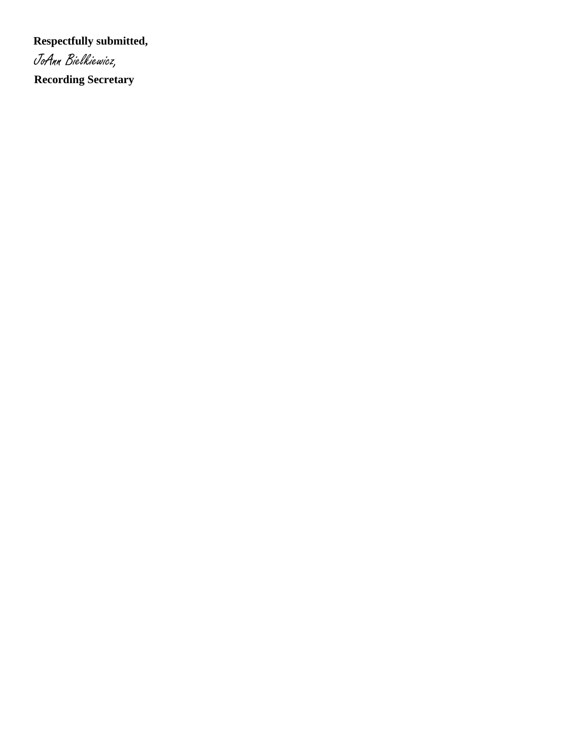**Respectfully submitted,**

*JoAnn Bielkiewicz,*

**Recording Secretary**